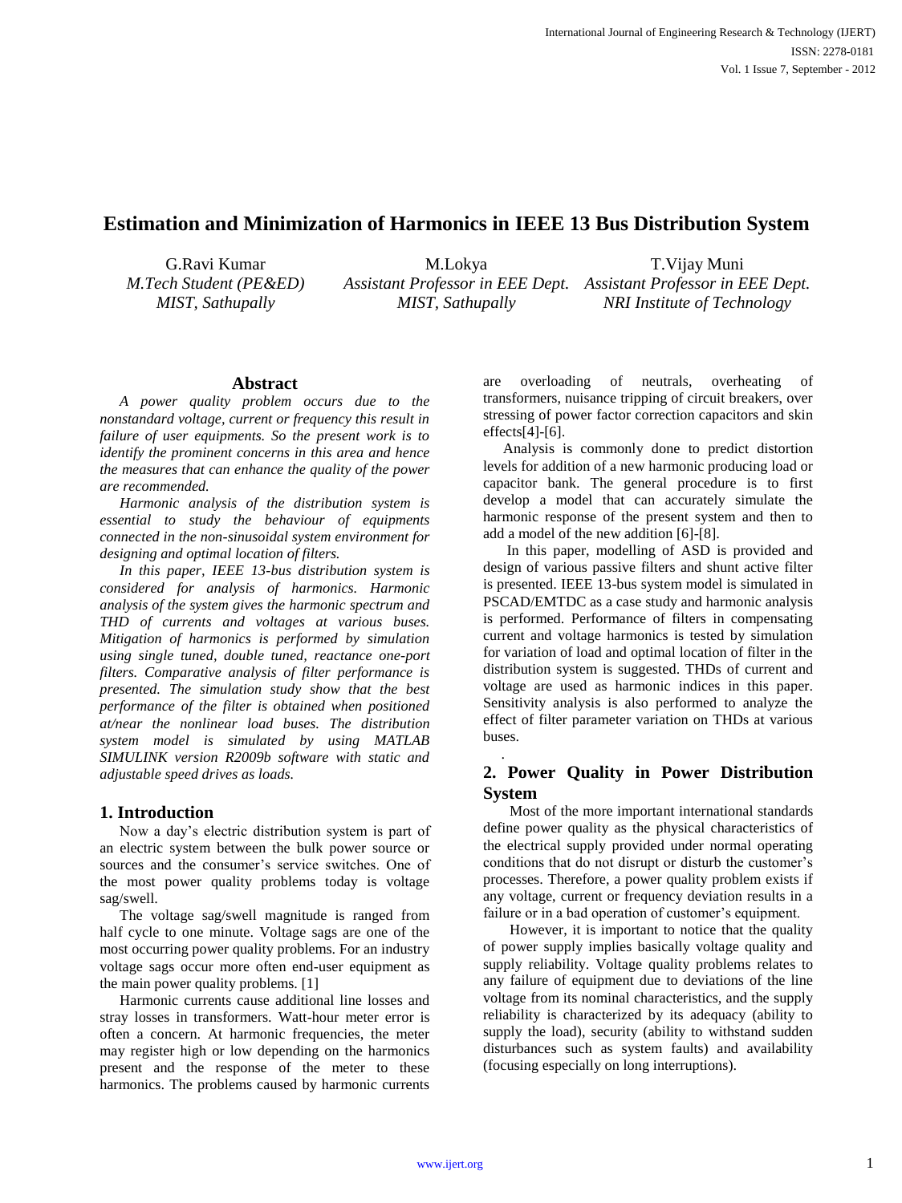# Estimation and Minimization of Harmonics in IEEE 13 Bus Distribution System

G.Ravi Kumar
*M.Tech Student (PE&ED)*
*MIST, Sathupally*

M.Lokya
*Assistant Professor in EEE Dept.*
*MIST, Sathupally*

T.Vijay Muni
*Assistant Professor in EEE Dept.*
*NRI Institute of Technology*

## Abstract

*A power quality problem occurs due to the nonstandard voltage, current or frequency this result in failure of user equipments. So the present work is to identify the prominent concerns in this area and hence the measures that can enhance the quality of the power are recommended.*

*Harmonic analysis of the distribution system is essential to study the behaviour of equipments connected in the non-sinusoidal system environment for designing and optimal location of filters.*

*In this paper, IEEE 13-bus distribution system is considered for analysis of harmonics. Harmonic analysis of the system gives the harmonic spectrum and THD of currents and voltages at various buses. Mitigation of harmonics is performed by simulation using single tuned, double tuned, reactance one-port filters. Comparative analysis of filter performance is presented. The simulation study show that the best performance of the filter is obtained when positioned at/near the nonlinear load buses. The distribution system model is simulated by using MATLAB SIMULINK version R2009b software with static and adjustable speed drives as loads.*

## 1. Introduction

Now a day's electric distribution system is part of an electric system between the bulk power source or sources and the consumer's service switches. One of the most power quality problems today is voltage sag/swell.

The voltage sag/swell magnitude is ranged from half cycle to one minute. Voltage sags are one of the most occurring power quality problems. For an industry voltage sags occur more often end-user equipment as the main power quality problems. [1]

Harmonic currents cause additional line losses and stray losses in transformers. Watt-hour meter error is often a concern. At harmonic frequencies, the meter may register high or low depending on the harmonics present and the response of the meter to these harmonics. The problems caused by harmonic currents are overloading of neutrals, overheating of transformers, nuisance tripping of circuit breakers, over stressing of power factor correction capacitors and skin effects[4]-[6].

Analysis is commonly done to predict distortion levels for addition of a new harmonic producing load or capacitor bank. The general procedure is to first develop a model that can accurately simulate the harmonic response of the present system and then to add a model of the new addition [6]-[8].

In this paper, modelling of ASD is provided and design of various passive filters and shunt active filter is presented. IEEE 13-bus system model is simulated in PSCAD/EMTDC as a case study and harmonic analysis is performed. Performance of filters in compensating current and voltage harmonics is tested by simulation for variation of load and optimal location of filter in the distribution system is suggested. THDs of current and voltage are used as harmonic indices in this paper. Sensitivity analysis is also performed to analyze the effect of filter parameter variation on THDs at various buses.

## 2. Power Quality in Power Distribution System

Most of the more important international standards define power quality as the physical characteristics of the electrical supply provided under normal operating conditions that do not disrupt or disturb the customer's processes. Therefore, a power quality problem exists if any voltage, current or frequency deviation results in a failure or in a bad operation of customer's equipment.

However, it is important to notice that the quality of power supply implies basically voltage quality and supply reliability. Voltage quality problems relates to any failure of equipment due to deviations of the line voltage from its nominal characteristics, and the supply reliability is characterized by its adequacy (ability to supply the load), security (ability to withstand sudden disturbances such as system faults) and availability (focusing especially on long interruptions).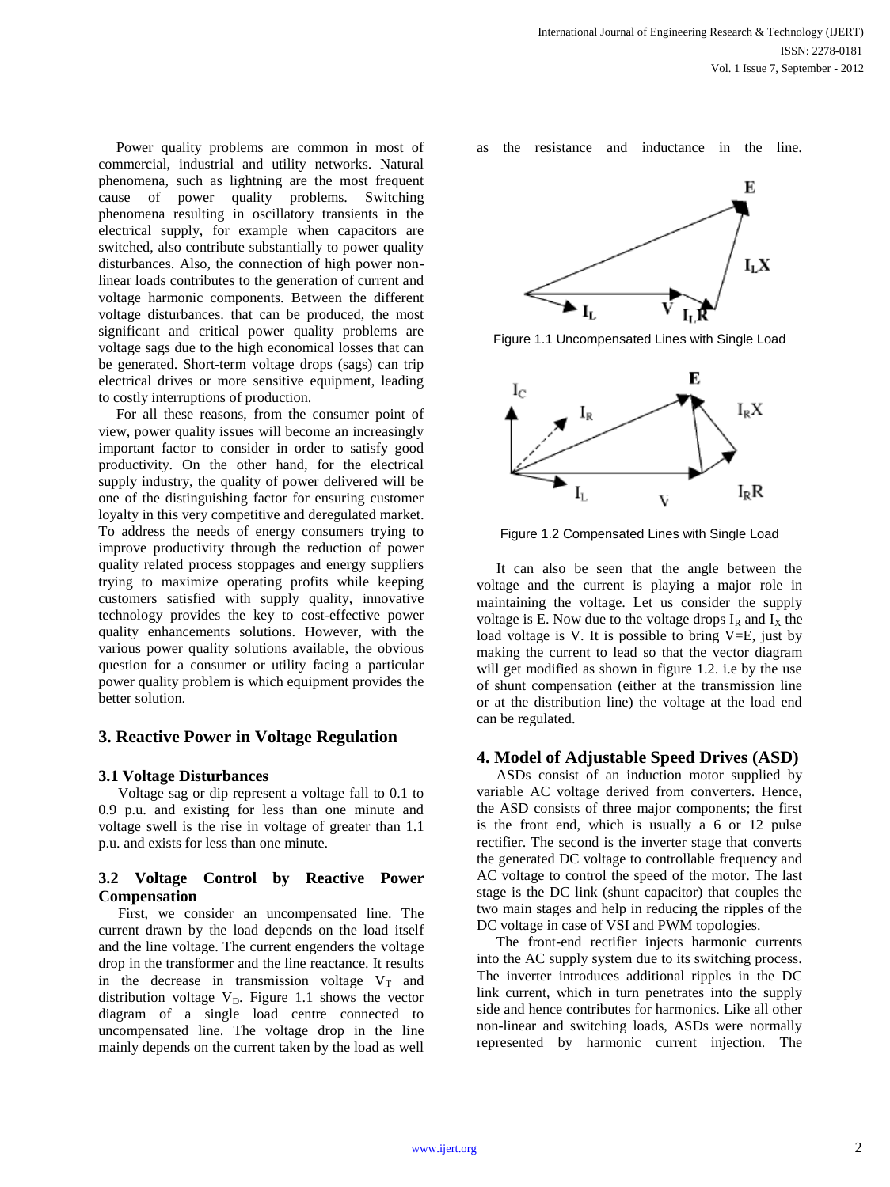Power quality problems are common in most of commercial, industrial and utility networks. Natural phenomena, such as lightning are the most frequent cause of power quality problems. Switching phenomena resulting in oscillatory transients in the electrical supply, for example when capacitors are switched, also contribute substantially to power quality disturbances. Also, the connection of high power non-linear loads contributes to the generation of current and voltage harmonic components. Between the different voltage disturbances. that can be produced, the most significant and critical power quality problems are voltage sags due to the high economical losses that can be generated. Short-term voltage drops (sags) can trip electrical drives or more sensitive equipment, leading to costly interruptions of production.

For all these reasons, from the consumer point of view, power quality issues will become an increasingly important factor to consider in order to satisfy good productivity. On the other hand, for the electrical supply industry, the quality of power delivered will be one of the distinguishing factor for ensuring customer loyalty in this very competitive and deregulated market. To address the needs of energy consumers trying to improve productivity through the reduction of power quality related process stoppages and energy suppliers trying to maximize operating profits while keeping customers satisfied with supply quality, innovative technology provides the key to cost-effective power quality enhancements solutions. However, with the various power quality solutions available, the obvious question for a consumer or utility facing a particular power quality problem is which equipment provides the better solution.

## 3. Reactive Power in Voltage Regulation

### 3.1 Voltage Disturbances

Voltage sag or dip represent a voltage fall to 0.1 to 0.9 p.u. and existing for less than one minute and voltage swell is the rise in voltage of greater than 1.1 p.u. and exists for less than one minute.

### 3.2 Voltage Control by Reactive Power Compensation

First, we consider an uncompensated line. The current drawn by the load depends on the load itself and the line voltage. The current engenders the voltage drop in the transformer and the line reactance. It results in the decrease in transmission voltage $V_T$ and distribution voltage $V_D$. Figure 1.1 shows the vector diagram of a single load centre connected to uncompensated line. The voltage drop in the line mainly depends on the current taken by the load as well as the resistance and inductance in the line.

Figure 1.1 Uncompensated Lines with Single Load

Figure 1.2 Compensated Lines with Single Load

It can also be seen that the angle between the voltage and the current is playing a major role in maintaining the voltage. Let us consider the supply voltage is E. Now due to the voltage drops $I_R$ and $I_X$ the load voltage is V. It is possible to bring V=E, just by making the current to lead so that the vector diagram will get modified as shown in figure 1.2. i.e by the use of shunt compensation (either at the transmission line or at the distribution line) the voltage at the load end can be regulated.

## 4. Model of Adjustable Speed Drives (ASD)

ASDs consist of an induction motor supplied by variable AC voltage derived from converters. Hence, the ASD consists of three major components; the first is the front end, which is usually a 6 or 12 pulse rectifier. The second is the inverter stage that converts the generated DC voltage to controllable frequency and AC voltage to control the speed of the motor. The last stage is the DC link (shunt capacitor) that couples the two main stages and help in reducing the ripples of the DC voltage in case of VSI and PWM topologies.

The front-end rectifier injects harmonic currents into the AC supply system due to its switching process. The inverter introduces additional ripples in the DC link current, which in turn penetrates into the supply side and hence contributes for harmonics. Like all other non-linear and switching loads, ASDs were normally represented by harmonic current injection. The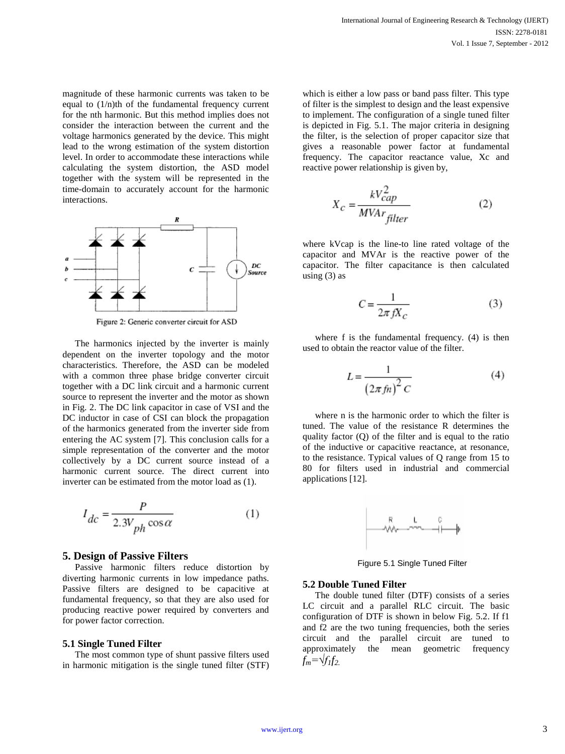magnitude of these harmonic currents was taken to be equal to (1/n)th of the fundamental frequency current for the nth harmonic. But this method implies does not consider the interaction between the current and the voltage harmonics generated by the device. This might lead to the wrong estimation of the system distortion level. In order to accommodate these interactions while calculating the system distortion, the ASD model together with the system will be represented in the time-domain to accurately account for the harmonic interactions.

Figure 2: Generic converter circuit for ASD

The harmonics injected by the inverter is mainly dependent on the inverter topology and the motor characteristics. Therefore, the ASD can be modeled with a common three phase bridge converter circuit together with a DC link circuit and a harmonic current source to represent the inverter and the motor as shown in Fig. 2. The DC link capacitor in case of VSI and the DC inductor in case of CSI can block the propagation of the harmonics generated from the inverter side from entering the AC system [7]. This conclusion calls for a simple representation of the converter and the motor collectively by a DC current source instead of a harmonic current source. The direct current into inverter can be estimated from the motor load as (1).

$$I_{dc} = \frac{P}{2.3 V_{ph} \cos\alpha} \qquad (1)$$

## 5. Design of Passive Filters

Passive harmonic filters reduce distortion by diverting harmonic currents in low impedance paths. Passive filters are designed to be capacitive at fundamental frequency, so that they are also used for producing reactive power required by converters and for power factor correction.

### 5.1 Single Tuned Filter

The most common type of shunt passive filters used in harmonic mitigation is the single tuned filter (STF) which is either a low pass or band pass filter. This type of filter is the simplest to design and the least expensive to implement. The configuration of a single tuned filter is depicted in Fig. 5.1. The major criteria in designing the filter, is the selection of proper capacitor size that gives a reasonable power factor at fundamental frequency. The capacitor reactance value, Xc and reactive power relationship is given by,

$$X_c = \frac{kV_{cap}^2}{MVAr_{filter}} \qquad (2)$$

where kVcap is the line-to line rated voltage of the capacitor and MVAr is the reactive power of the capacitor. The filter capacitance is then calculated using (3) as

$$C = \frac{1}{2\pi f X_c} \qquad (3)$$

where f is the fundamental frequency. (4) is then used to obtain the reactor value of the filter.

$$L = \frac{1}{(2\pi f n)^2 C} \qquad (4)$$

where n is the harmonic order to which the filter is tuned. The value of the resistance R determines the quality factor (Q) of the filter and is equal to the ratio of the inductive or capacitive reactance, at resonance, to the resistance. Typical values of Q range from 15 to 80 for filters used in industrial and commercial applications [12].

Figure 5.1 Single Tuned Filter

### 5.2 Double Tuned Filter

The double tuned filter (DTF) consists of a series LC circuit and a parallel RLC circuit. The basic configuration of DTF is shown in below Fig. 5.2. If f1 and f2 are the two tuning frequencies, both the series circuit and the parallel circuit are tuned to approximately the mean geometric frequency $f_m = \sqrt{f_1 f_2}$.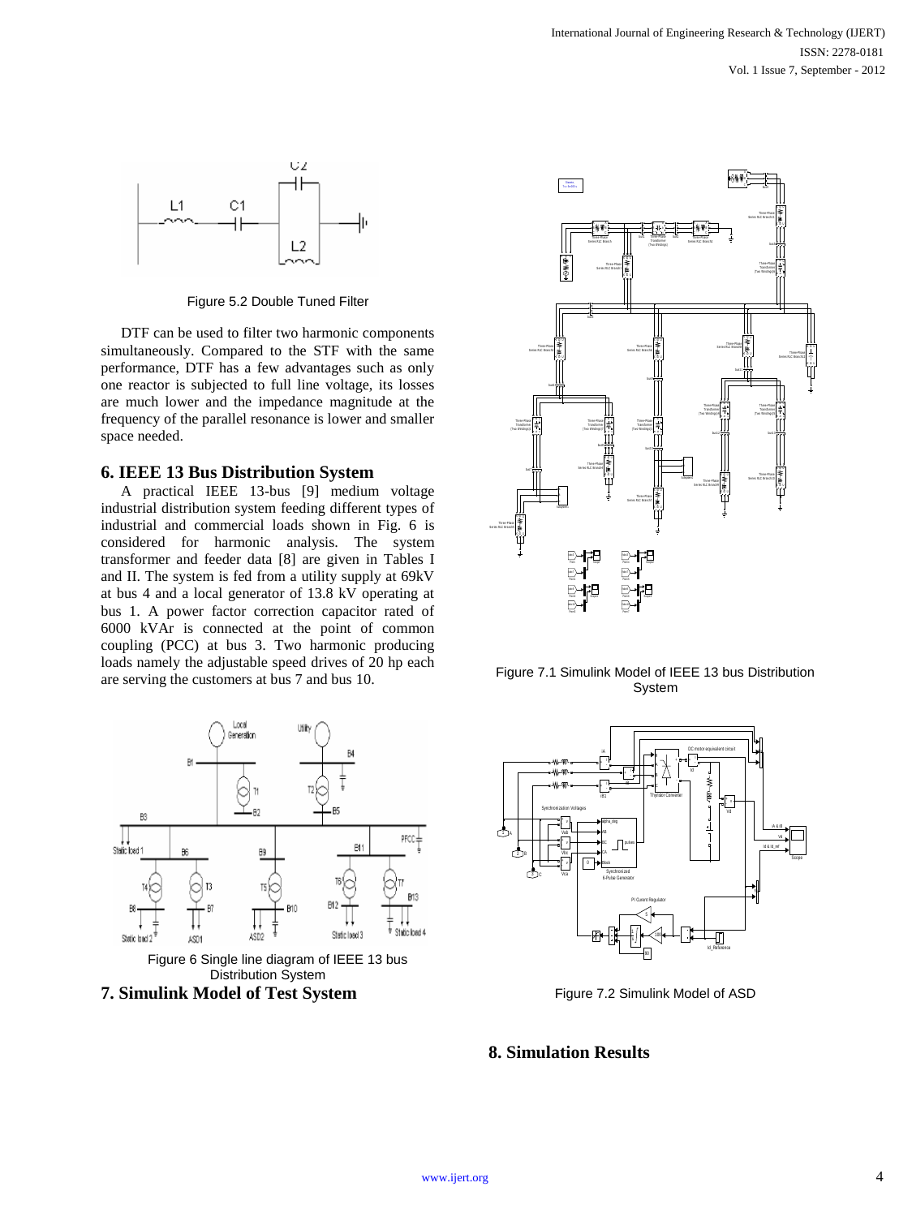Figure 5.2 Double Tuned Filter

DTF can be used to filter two harmonic components simultaneously. Compared to the STF with the same performance, DTF has a few advantages such as only one reactor is subjected to full line voltage, its losses are much lower and the impedance magnitude at the frequency of the parallel resonance is lower and smaller space needed.

## 6. IEEE 13 Bus Distribution System

A practical IEEE 13-bus [9] medium voltage industrial distribution system feeding different types of industrial and commercial loads shown in Fig. 6 is considered for harmonic analysis. The system transformer and feeder data [8] are given in Tables I and II. The system is fed from a utility supply at 69kV at bus 4 and a local generator of 13.8 kV operating at bus 1. A power factor correction capacitor rated of 6000 kVAr is connected at the point of common coupling (PCC) at bus 3. Two harmonic producing loads namely the adjustable speed drives of 20 hp each are serving the customers at bus 7 and bus 10.

Figure 6 Single line diagram of IEEE 13 bus Distribution System

## 7. Simulink Model of Test System

Figure 7.1 Simulink Model of IEEE 13 bus Distribution System

Figure 7.2 Simulink Model of ASD

## 8. Simulation Results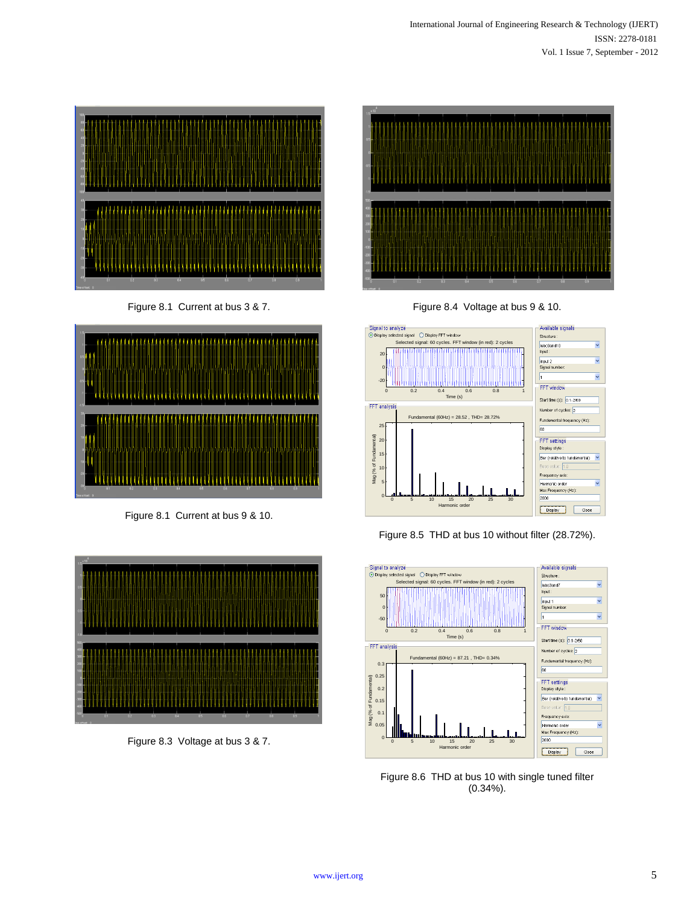Figure 8.1 Current at bus 3 & 7.

Figure 8.1 Current at bus 9 & 10.

Figure 8.3 Voltage at bus 3 & 7.

Figure 8.4 Voltage at bus 9 & 10.

Figure 8.5 THD at bus 10 without filter (28.72%).

Figure 8.6 THD at bus 10 with single tuned filter (0.34%).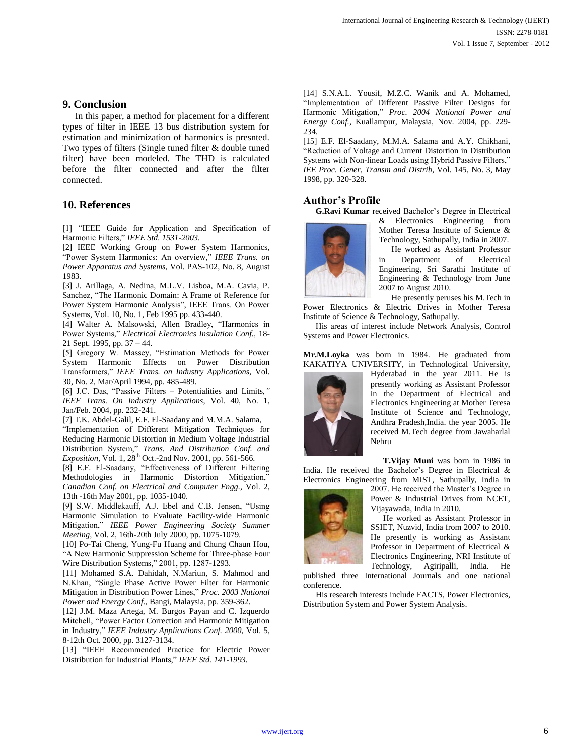## 9. Conclusion

In this paper, a method for placement for a different types of filter in IEEE 13 bus distribution system for estimation and minimization of harmonics is presnted. Two types of filters (Single tuned filter & double tuned filter) have been modeled. The THD is calculated before the filter connected and after the filter connected.

## 10. References

[1] "IEEE Guide for Application and Specification of Harmonic Filters," *IEEE Std. 1531-2003.*

[2] IEEE Working Group on Power System Harmonics, "Power System Harmonics: An overview," *IEEE Trans. on Power Apparatus and Systems*, Vol. PAS-102, No. 8, August 1983.

[3] J. Arillaga, A. Nedina, M.L.V. Lisboa, M.A. Cavia, P. Sanchez, "The Harmonic Domain: A Frame of Reference for Power System Harmonic Analysis", IEEE Trans. On Power Systems, Vol. 10, No. 1, Feb 1995 pp. 433-440.

[4] Walter A. Malsowski, Allen Bradley, "Harmonics in Power Systems," *Electrical Electronics Insulation Conf.*, 18-21 Sept. 1995, pp. 37 – 44.

[5] Gregory W. Massey, "Estimation Methods for Power System Harmonic Effects on Power Distribution Transformers," *IEEE Trans. on Industry Applications*, Vol. 30, No. 2, Mar/April 1994, pp. 485-489.

[6] J.C. Das, "Passive Filters – Potentialities and Limits," *IEEE Trans. On Industry Applications*, Vol. 40, No. 1, Jan/Feb. 2004, pp. 232-241.

[7] T.K. Abdel-Galil, E.F. El-Saadany and M.M.A. Salama, "Implementation of Different Mitigation Techniques for Reducing Harmonic Distortion in Medium Voltage Industrial Distribution System," *Trans. And Distribution Conf. and Exposition*, Vol. 1, 28th Oct.-2nd Nov. 2001, pp. 561-566.

[8] E.F. El-Saadany, "Effectiveness of Different Filtering Methodologies in Harmonic Distortion Mitigation," *Canadian Conf. on Electrical and Computer Engg.*, Vol. 2, 13th -16th May 2001, pp. 1035-1040.

[9] S.W. Middlekauff, A.J. Ebel and C.B. Jensen, "Using Harmonic Simulation to Evaluate Facility-wide Harmonic Mitigation," *IEEE Power Engineering Society Summer Meeting*, Vol. 2, 16th-20th July 2000, pp. 1075-1079.

[10] Po-Tai Cheng, Yung-Fu Huang and Chung Chaun Hou, "A New Harmonic Suppression Scheme for Three-phase Four Wire Distribution Systems," 2001, pp. 1287-1293.

[11] Mohamed S.A. Dahidah, N.Mariun, S. Mahmod and N.Khan, "Single Phase Active Power Filter for Harmonic Mitigation in Distribution Power Lines," *Proc. 2003 National Power and Energy Conf.*, Bangi, Malaysia, pp. 359-362.

[12] J.M. Maza Artega, M. Burgos Payan and C. Izquerdo Mitchell, "Power Factor Correction and Harmonic Mitigation in Industry," *IEEE Industry Applications Conf. 2000*, Vol. 5, 8-12th Oct. 2000, pp. 3127-3134.

[13] "IEEE Recommended Practice for Electric Power Distribution for Industrial Plants," *IEEE Std. 141-1993.*

[14] S.N.A.L. Yousif, M.Z.C. Wanik and A. Mohamed, "Implementation of Different Passive Filter Designs for Harmonic Mitigation," *Proc. 2004 National Power and Energy Conf.*, Kuallampur, Malaysia, Nov. 2004, pp. 229-234.

[15] E.F. El-Saadany, M.M.A. Salama and A.Y. Chikhani, "Reduction of Voltage and Current Distortion in Distribution Systems with Non-linear Loads using Hybrid Passive Filters," *IEE Proc. Gener, Transm and Distrib*, Vol. 145, No. 3, May 1998, pp. 320-328.

## Author's Profile

**G.Ravi Kumar** received Bachelor's Degree in Electrical & Electronics Engineering from Mother Teresa Institute of Science & Technology, Sathupally, India in 2007.

He worked as Assistant Professor in Department of Electrical Engineering, Sri Sarathi Institute of Engineering & Technology from June 2007 to August 2010.

He presently peruses his M.Tech in Power Electronics & Electric Drives in Mother Teresa Institute of Science & Technology, Sathupally.

His areas of interest include Network Analysis, Control Systems and Power Electronics.

**Mr.M.Loyka** was born in 1984. He graduated from KAKATIYA UNIVERSITY, in Technological University, Hyderabad in the year 2011. He is presently working as Assistant Professor in the Department of Electrical and Electronics Engineering at Mother Teresa Institute of Science and Technology, Andhra Pradesh,India. the year 2005. He received M.Tech degree from Jawaharlal Nehru

**T.Vijay Muni** was born in 1986 in India. He received the Bachelor's Degree in Electrical & Electronics Engineering from MIST, Sathupally, India in 2007. He received the Master's Degree in Power & Industrial Drives from NCET, Vijayawada, India in 2010.

He worked as Assistant Professor in SSIET, Nuzvid, India from 2007 to 2010. He presently is working as Assistant Professor in Department of Electrical & Electronics Engineering, NRI Institute of Technology, Agiripalli, India. He published three International Journals and one national conference.

His research interests include FACTS, Power Electronics, Distribution System and Power System Analysis.